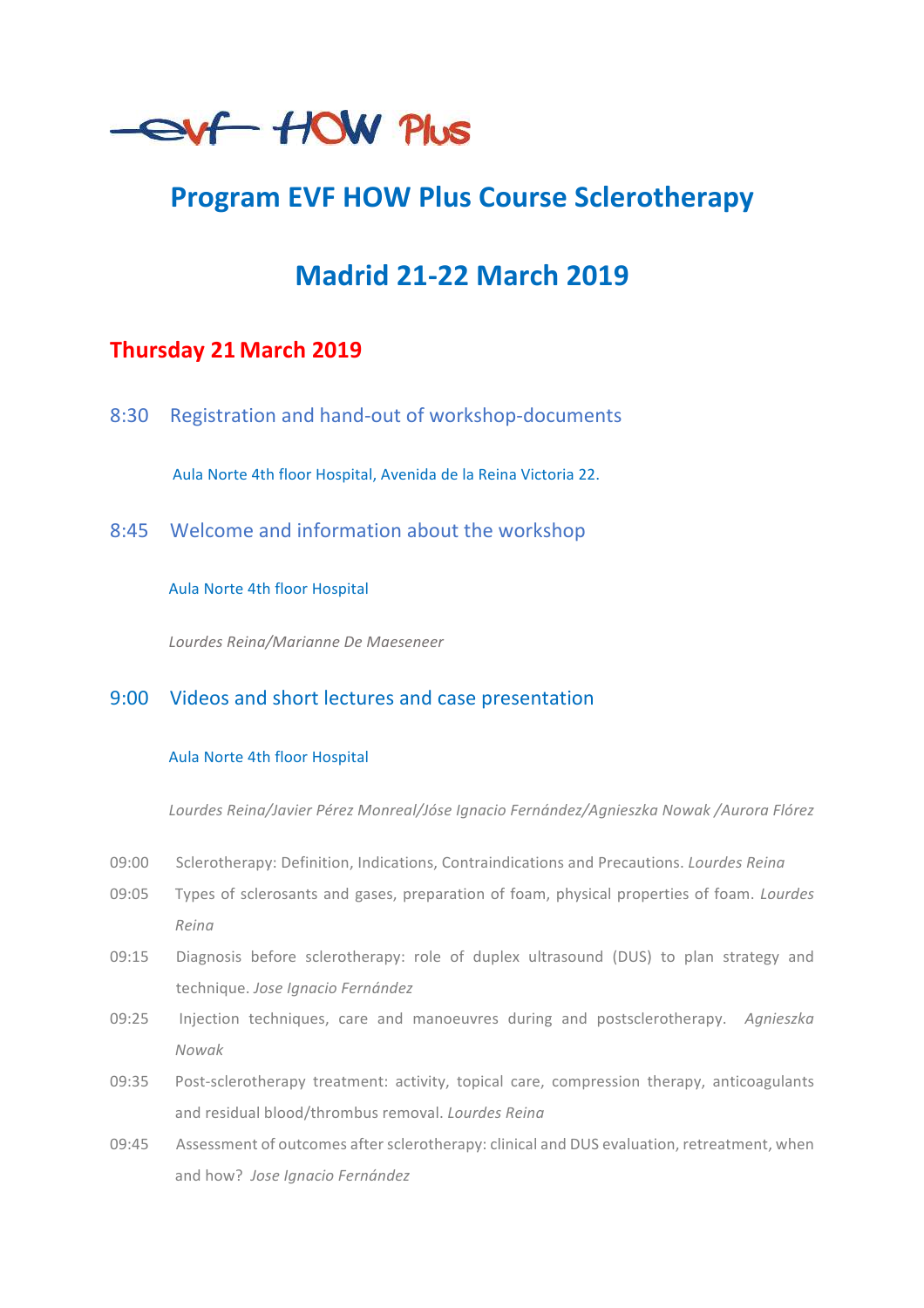evf HOW Plus

# Program EVF HOW Plus Course Sclerotherapy

# Madrid 21-22 March 2019

## Thursday 21 March 2019

### 8:30 Registration and hand-out of workshop-documents

Aula Norte 4th floor Hospital, Avenida de la Reina Victoria 22.

### 8:45 Welcome and information about the workshop

Aula Norte 4th floor Hospital

*Lourdes Reina/Marianne De Maeseneer*

### 9:00 Videos and short lectures and case presentation

Aula Norte 4th floor Hospital

*Lourdes Reina/Javier Pérez Monreal/Jóse Ignacio Fernández/Agnieszka Nowak /Aurora Flórez*

09:00 Sclerotherapy: Definition, Indications, Contraindications and Precautions. *Lourdes Reina*

09:05 Types of sclerosants and gases, preparation of foam, physical properties of foam. *Lourdes Reina*

09:15 Diagnosis before sclerotherapy: role of duplex ultrasound (DUS) to plan strategy and technique. *Jose Ignacio Fernández*

09:25 Injection techniques, care and manoeuvres during and postsclerotherapy. *Agnieszka Nowak*

09:35 Post-sclerotherapy treatment: activity, topical care, compression therapy, anticoagulants and residual blood/thrombus removal. *Lourdes Reina*

09:45 Assessment of outcomes after sclerotherapy: clinical and DUS evaluation, retreatment, when and how? *Jose Ignacio Fernández*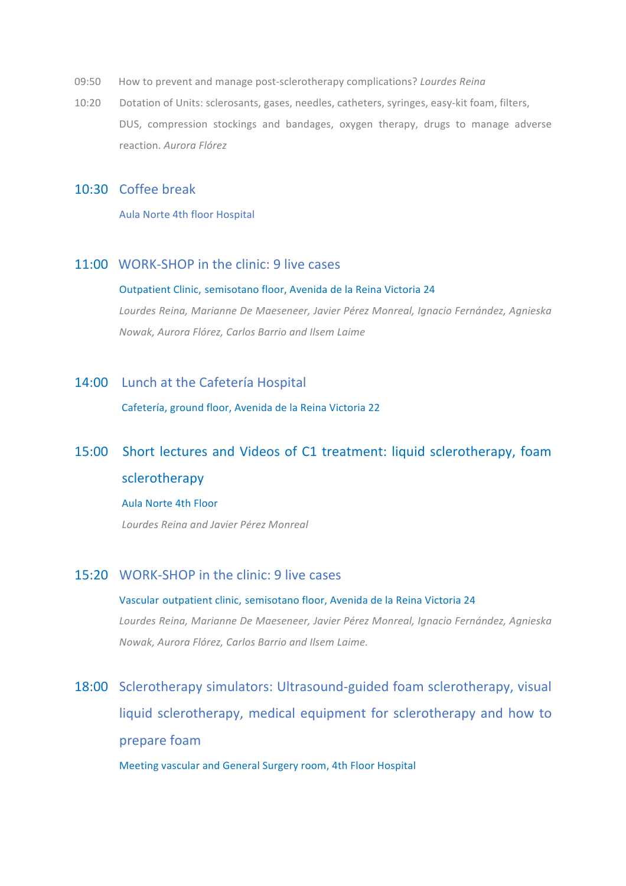09:50 How to prevent and manage post-sclerotherapy complications? *Lourdes Reina*

10:20 Dotation of Units: sclerosants, gases, needles, catheters, syringes, easy-kit foam, filters, DUS, compression stockings and bandages, oxygen therapy, drugs to manage adverse reaction. *Aurora Flórez*

## 10:30 Coffee break

Aula Norte 4th floor Hospital

## 11:00 WORK-SHOP in the clinic: 9 live cases

Outpatient Clinic, semisotano floor, Avenida de la Reina Victoria 24

*Lourdes Reina, Marianne De Maeseneer, Javier Pérez Monreal, Ignacio Fernández, Agnieska Nowak, Aurora Flórez, Carlos Barrio and Ilsem Laime*

## 14:00 Lunch at the Cafetería Hospital

Cafetería, ground floor, Avenida de la Reina Victoria 22

## 15:00 Short lectures and Videos of C1 treatment: liquid sclerotherapy, foam sclerotherapy

Aula Norte 4th Floor

*Lourdes Reina and Javier Pérez Monreal*

## 15:20 WORK-SHOP in the clinic: 9 live cases

Vascular outpatient clinic, semisotano floor, Avenida de la Reina Victoria 24

*Lourdes Reina, Marianne De Maeseneer, Javier Pérez Monreal, Ignacio Fernández, Agnieska Nowak, Aurora Flórez, Carlos Barrio and Ilsem Laime.*

## 18:00 Sclerotherapy simulators: Ultrasound-guided foam sclerotherapy, visual liquid sclerotherapy, medical equipment for sclerotherapy and how to prepare foam

Meeting vascular and General Surgery room, 4th Floor Hospital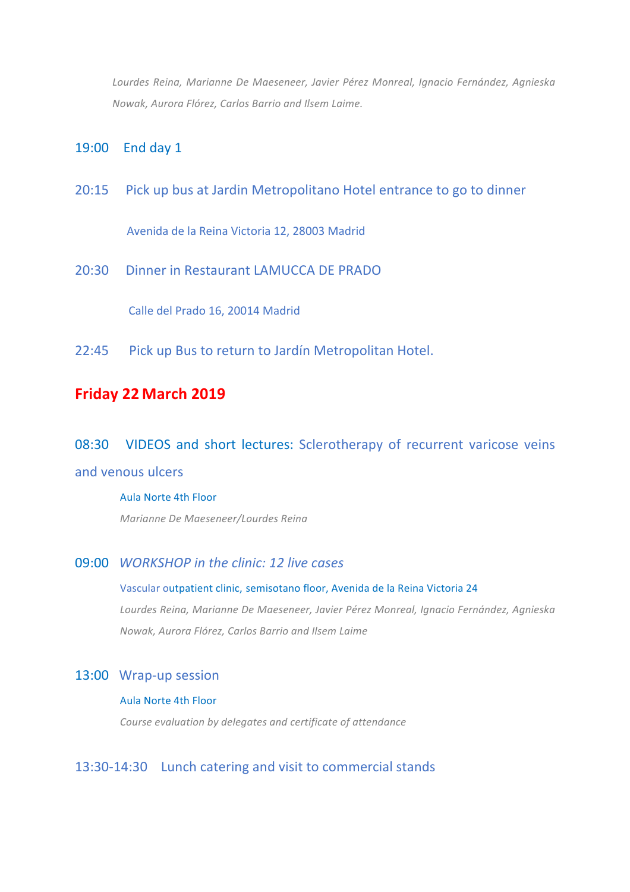*Lourdes Reina, Marianne De Maeseneer, Javier Pérez Monreal, Ignacio Fernández, Agnieska Nowak, Aurora Flórez, Carlos Barrio and Ilsem Laime.*

19:00 End day 1

20:15 Pick up bus at Jardin Metropolitano Hotel entrance to go to dinner

Avenida de la Reina Victoria 12, 28003 Madrid

20:30 Dinner in Restaurant LAMUCCA DE PRADO

Calle del Prado 16, 20014 Madrid

22:45 Pick up Bus to return to Jardín Metropolitan Hotel.

## Friday 22 March 2019

08:30 VIDEOS and short lectures: Sclerotherapy of recurrent varicose veins and venous ulcers

Aula Norte 4th Floor

*Marianne De Maeseneer/Lourdes Reina*

09:00 *WORKSHOP in the clinic: 12 live cases*

Vascular outpatient clinic, semisotano floor, Avenida de la Reina Victoria 24

*Lourdes Reina, Marianne De Maeseneer, Javier Pérez Monreal, Ignacio Fernández, Agnieska Nowak, Aurora Flórez, Carlos Barrio and Ilsem Laime*

13:00 Wrap-up session

Aula Norte 4th Floor

*Course evaluation by delegates and certificate of attendance*

13:30-14:30 Lunch catering and visit to commercial stands